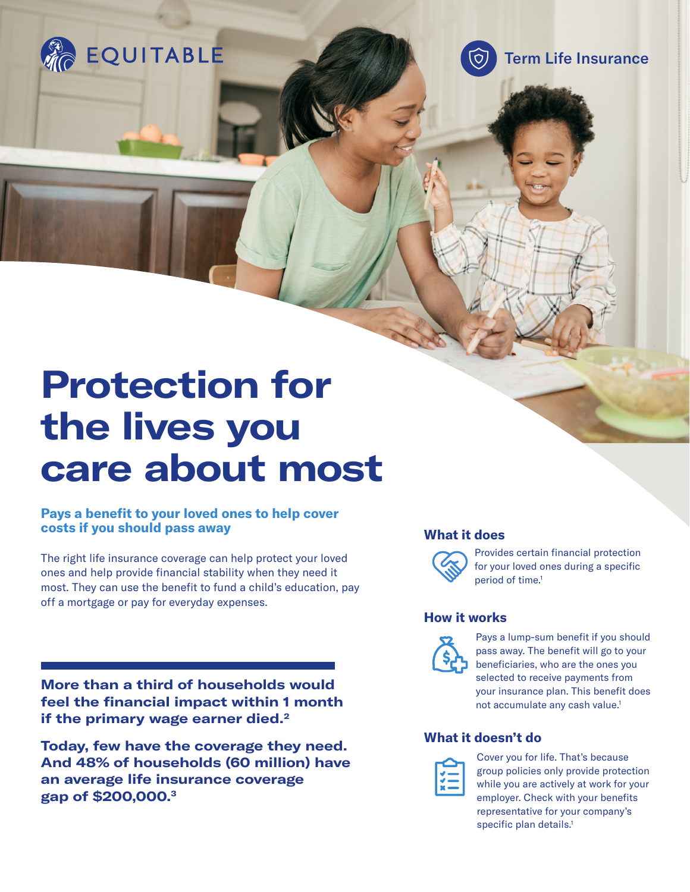EQUITABLE

Term Life Insurance

# Protection for the lives you care about most

## Pays a benefit to your loved ones to help cover costs if you should pass away

The right life insurance coverage can help protect your loved ones and help provide financial stability when they need it most. They can use the benefit to fund a child's education, pay off a mortgage or pay for everyday expenses.

**More than a third of households would feel the financial impact within 1 month if the primary wage earner died.[2]**

**Today, few have the coverage they need. And 48% of households (60 million) have an average life insurance coverage gap of $200,000.[3]**

### What it does

Provides certain financial protection for your loved ones during a specific period of time.[1]

### How it works

Pays a lump-sum benefit if you should pass away. The benefit will go to your beneficiaries, who are the ones you selected to receive payments from your insurance plan. This benefit does not accumulate any cash value.[1]

### What it doesn't do

Cover you for life. That's because group policies only provide protection while you are actively at work for your employer. Check with your benefits representative for your company's specific plan details.[1]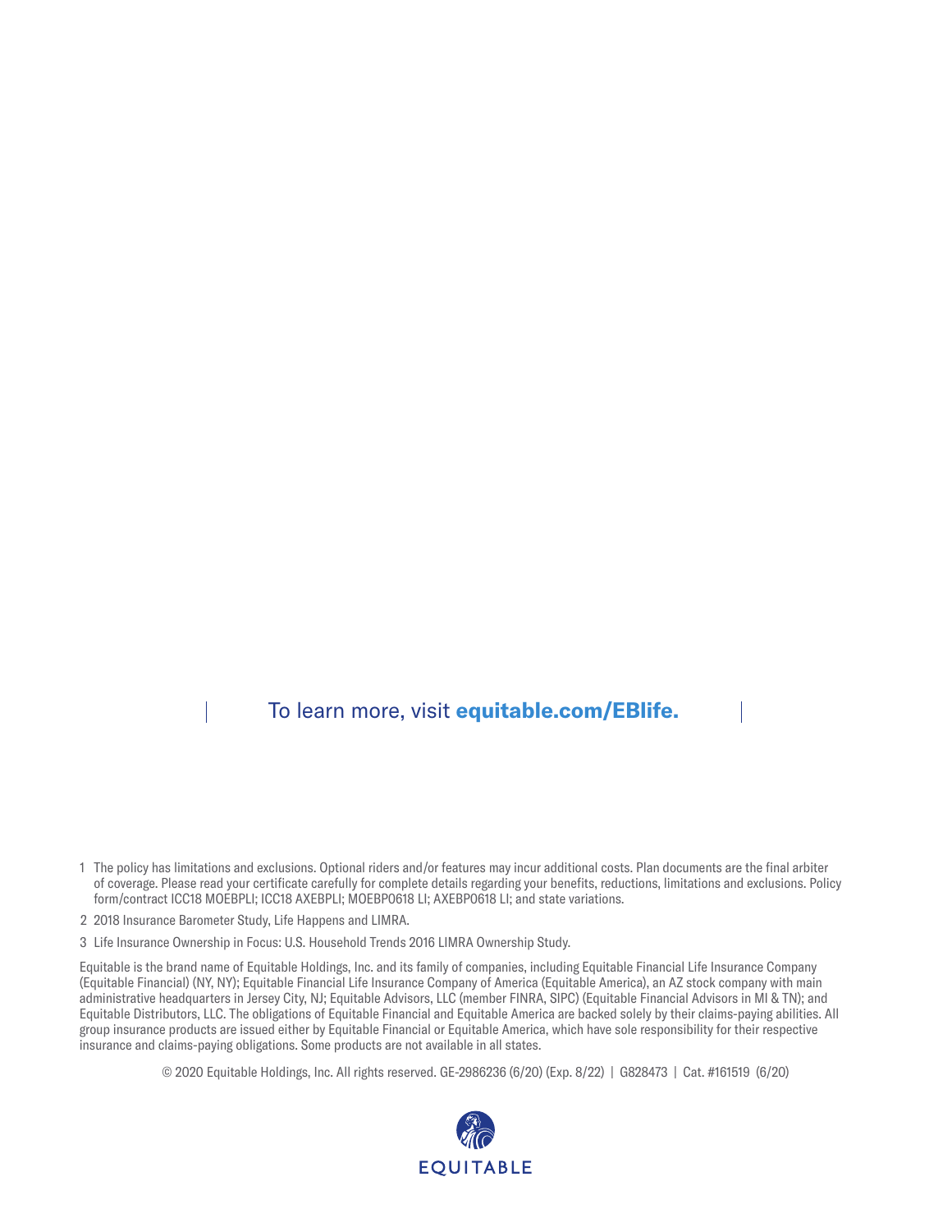To learn more, visit **equitable.com/EBlife.**

1 The policy has limitations and exclusions. Optional riders and/or features may incur additional costs. Plan documents are the final arbiter of coverage. Please read your certificate carefully for complete details regarding your benefits, reductions, limitations and exclusions. Policy form/contract ICC18 MOEBPLI; ICC18 AXEBPLI; MOEBP0618 LI; AXEBP0618 LI; and state variations.

2 2018 Insurance Barometer Study, Life Happens and LIMRA.

3 Life Insurance Ownership in Focus: U.S. Household Trends 2016 LIMRA Ownership Study.

Equitable is the brand name of Equitable Holdings, Inc. and its family of companies, including Equitable Financial Life Insurance Company (Equitable Financial) (NY, NY); Equitable Financial Life Insurance Company of America (Equitable America), an AZ stock company with main administrative headquarters in Jersey City, NJ; Equitable Advisors, LLC (member FINRA, SIPC) (Equitable Financial Advisors in MI & TN); and Equitable Distributors, LLC. The obligations of Equitable Financial and Equitable America are backed solely by their claims-paying abilities. All group insurance products are issued either by Equitable Financial or Equitable America, which have sole responsibility for their respective insurance and claims-paying obligations. Some products are not available in all states.

© 2020 Equitable Holdings, Inc. All rights reserved. GE-2986236 (6/20) (Exp. 8/22) | G828473 | Cat. #161519 (6/20)

EQUITABLE